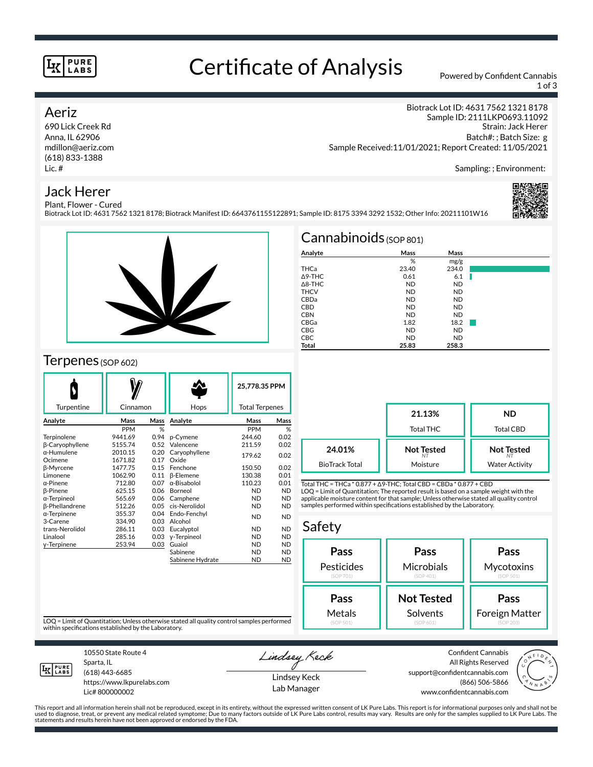# Certificate of Analysis

Powered by Confident Cannabis

**Aeriz**
690 Lick Creek Rd
Anna, IL 62906
mdillon@aeriz.com
(618) 833-1388
Lic. #

Biotrack Lot ID: 4631 7562 1321 8178
Sample ID: 2111LKP0693.11092
Strain: Jack Herer
Batch#: ; Batch Size: g
Sample Received:11/01/2021; Report Created: 11/05/2021

Sampling: ; Environment:

## Jack Herer

Plant, Flower - Cured
Biotrack Lot ID: 4631 7562 1321 8178; Biotrack Manifest ID: 6643761155122891; Sample ID: 8175 3394 3292 1532; Other Info: 20211101W16

## Cannabinoids (SOP 801)

| Analyte | Mass % | Mass mg/g |
|---|---|---|
| THCa | 23.40 | 234.0 |
| Δ9-THC | 0.61 | 6.1 |
| Δ8-THC | ND | ND |
| THCV | ND | ND |
| CBDa | ND | ND |
| CBD | ND | ND |
| CBN | ND | ND |
| CBGa | 1.82 | 18.2 |
| CBG | ND | ND |
| CBC | ND | ND |
| **Total** | **25.83** | **258.3** |

| | | |
|---|---|---|
| | **21.13%** Total THC | **ND** Total CBD |
| **24.01%** BioTrack Total | **Not Tested** Moisture | **Not Tested** Water Activity |

Total THC = THCa * 0.877 + Δ9-THC; Total CBD = CBDa * 0.877 + CBD
LOQ = Limit of Quantitation; The reported result is based on a sample weight with the applicable moisture content for that sample; Unless otherwise stated all quality control samples performed within specifications established by the Laboratory.

## Terpenes (SOP 602)

Turpentine | Cinnamon | Hops | **25,778.35 PPM** Total Terpenes

| Analyte | Mass PPM | Mass % | Analyte | Mass PPM | Mass % |
|---|---|---|---|---|---|
| Terpinolene | 9441.69 | 0.94 | p-Cymene | 244.60 | 0.02 |
| β-Caryophyllene | 5155.74 | 0.52 | Valencene | 211.59 | 0.02 |
| α-Humulene | 2010.15 | 0.20 | Caryophyllene Oxide | 179.62 | 0.02 |
| Ocimene | 1671.82 | 0.17 | Fenchone | 150.50 | 0.02 |
| β-Myrcene | 1477.75 | 0.15 | β-Elemene | 130.38 | 0.01 |
| Limonene | 1062.90 | 0.11 | α-Bisabolol | 110.23 | 0.01 |
| α-Pinene | 712.80 | 0.07 | Borneol | ND | ND |
| β-Pinene | 625.15 | 0.06 | Camphene | ND | ND |
| α-Terpineol | 565.69 | 0.06 | cis-Nerolidol | ND | ND |
| β-Phellandrene | 512.26 | 0.05 | Endo-Fenchyl Alcohol | ND | ND |
| α-Terpinene | 355.37 | 0.04 | Eucalyptol | ND | ND |
| 3-Carene | 334.90 | 0.03 | γ-Terpineol | ND | ND |
| trans-Nerolidol | 286.11 | 0.03 | Guaiol | ND | ND |
| Linalool | 285.16 | 0.03 | Sabinene | ND | ND |
| γ-Terpinene | 253.94 | 0.03 | Sabinene Hydrate | ND | ND |

LOQ = Limit of Quantitation; Unless otherwise stated all quality control samples performed within specifications established by the Laboratory.

## Safety

| | | |
|---|---|---|
| **Pass** Pesticides (SOP 701) | **Pass** Microbials (SOP 401) | **Pass** Mycotoxins (SOP 501) |
| **Pass** Metals (SOP 501) | **Not Tested** Solvents (SOP 601) | **Pass** Foreign Matter (SOP 203) |

10550 State Route 4
Sparta, IL
(618) 443-6685
https://www.lkpurelabs.com
Lic# 800000002

Lindsey Keck
Lab Manager

Confident Cannabis
All Rights Reserved
support@confidentcannabis.com
(866) 506-5866
www.confidentcannabis.com

This report and all information herein shall not be reproduced, except in its entirety, without the expressed written consent of LK Pure Labs. This report is for informational purposes only and shall not be used to diagnose, treat, or prevent any medical related symptome; Due to many factors outside of LK Pure Labs control, results may vary. Results are only for the samples supplied to LK Pure Labs. The statements and results herein have not been approved or endorsed by the FDA.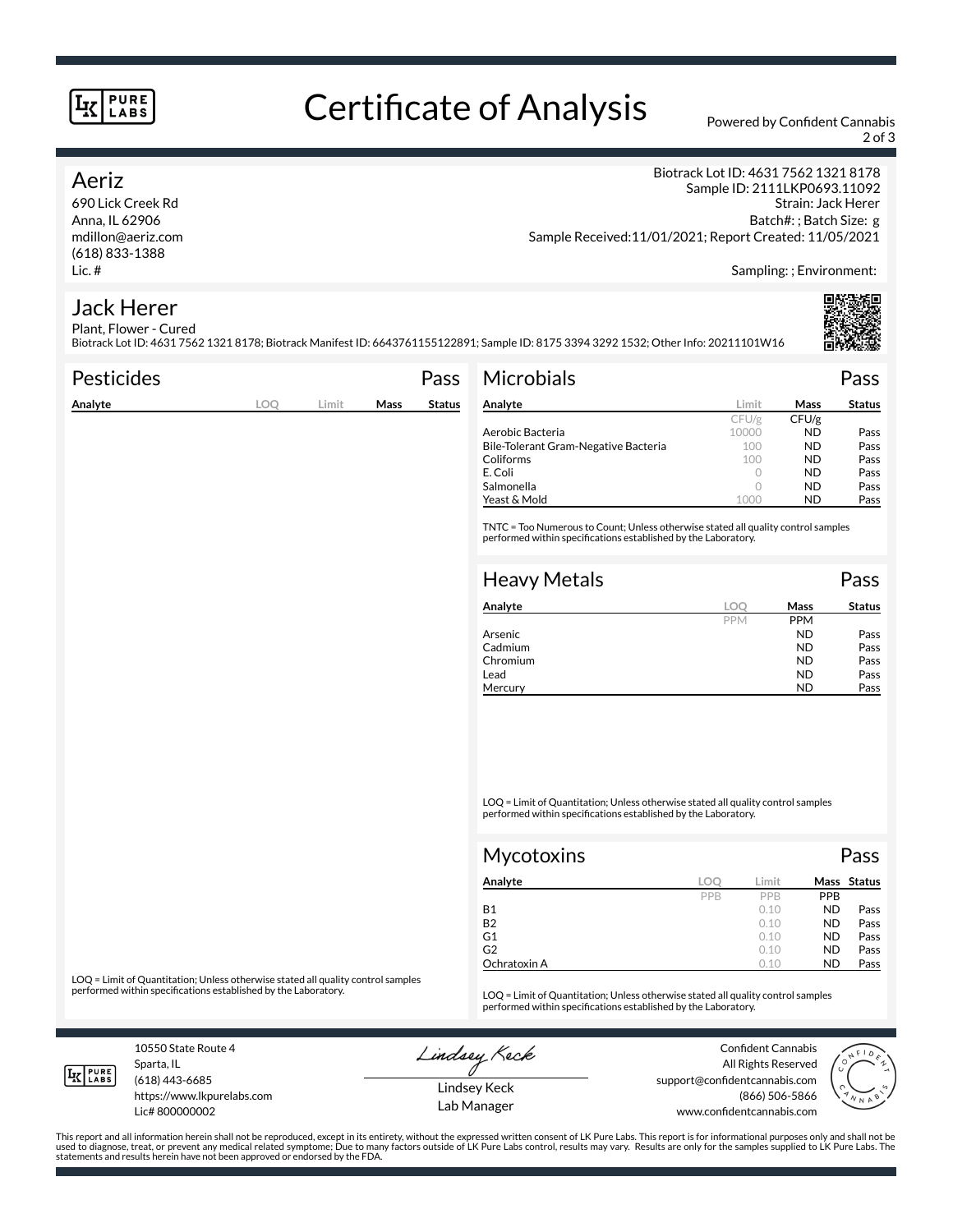# Certificate of Analysis

Powered by Confident Cannabis

## Aeriz

690 Lick Creek Rd
Anna, IL 62906
mdillon@aeriz.com
(618) 833-1388
Lic. #

Biotrack Lot ID: 4631 7562 1321 8178
Sample ID: 2111LKP0693.11092
Strain: Jack Herer
Batch#: ; Batch Size: g
Sample Received:11/01/2021; Report Created: 11/05/2021

Sampling: ; Environment:

## Jack Herer

Plant, Flower - Cured
Biotrack Lot ID: 4631 7562 1321 8178; Biotrack Manifest ID: 6643761155122891; Sample ID: 8175 3394 3292 1532; Other Info: 20211101W16

### Pesticides — Pass

| Analyte | LOQ | Limit | Mass | Status |
|---|---|---|---|---|

LOQ = Limit of Quantitation; Unless otherwise stated all quality control samples performed within specifications established by the Laboratory.

### Microbials — Pass

| Analyte | Limit | Mass | Status |
|---|---|---|---|
| | CFU/g | CFU/g | |
| Aerobic Bacteria | 10000 | ND | Pass |
| Bile-Tolerant Gram-Negative Bacteria | 100 | ND | Pass |
| Coliforms | 100 | ND | Pass |
| E. Coli | 0 | ND | Pass |
| Salmonella | 0 | ND | Pass |
| Yeast & Mold | 1000 | ND | Pass |

TNTC = Too Numerous to Count; Unless otherwise stated all quality control samples performed within specifications established by the Laboratory.

### Heavy Metals — Pass

| Analyte | LOQ | Mass | Status |
|---|---|---|---|
| | PPM | PPM | |
| Arsenic | | ND | Pass |
| Cadmium | | ND | Pass |
| Chromium | | ND | Pass |
| Lead | | ND | Pass |
| Mercury | | ND | Pass |

LOQ = Limit of Quantitation; Unless otherwise stated all quality control samples performed within specifications established by the Laboratory.

### Mycotoxins — Pass

| Analyte | LOQ | Limit | Mass | Status |
|---|---|---|---|---|
| | PPB | PPB | PPB | |
| B1 | | 0.10 | ND | Pass |
| B2 | | 0.10 | ND | Pass |
| G1 | | 0.10 | ND | Pass |
| G2 | | 0.10 | ND | Pass |
| Ochratoxin A | | 0.10 | ND | Pass |

LOQ = Limit of Quantitation; Unless otherwise stated all quality control samples performed within specifications established by the Laboratory.

10550 State Route 4
Sparta, IL
(618) 443-6685
https://www.lkpurelabs.com
Lic# 800000002

Lindsey Keck
Lab Manager

Confident Cannabis
All Rights Reserved
support@confidentcannabis.com
(866) 506-5866
www.confidentcannabis.com

This report and all information herein shall not be reproduced, except in its entirety, without the expressed written consent of LK Pure Labs. This report is for informational purposes only and shall not be used to diagnose, treat, or prevent any medical related symptome; Due to many factors outside of LK Pure Labs control, results may vary. Results are only for the samples supplied to LK Pure Labs. The statements and results herein have not been approved or endorsed by the FDA.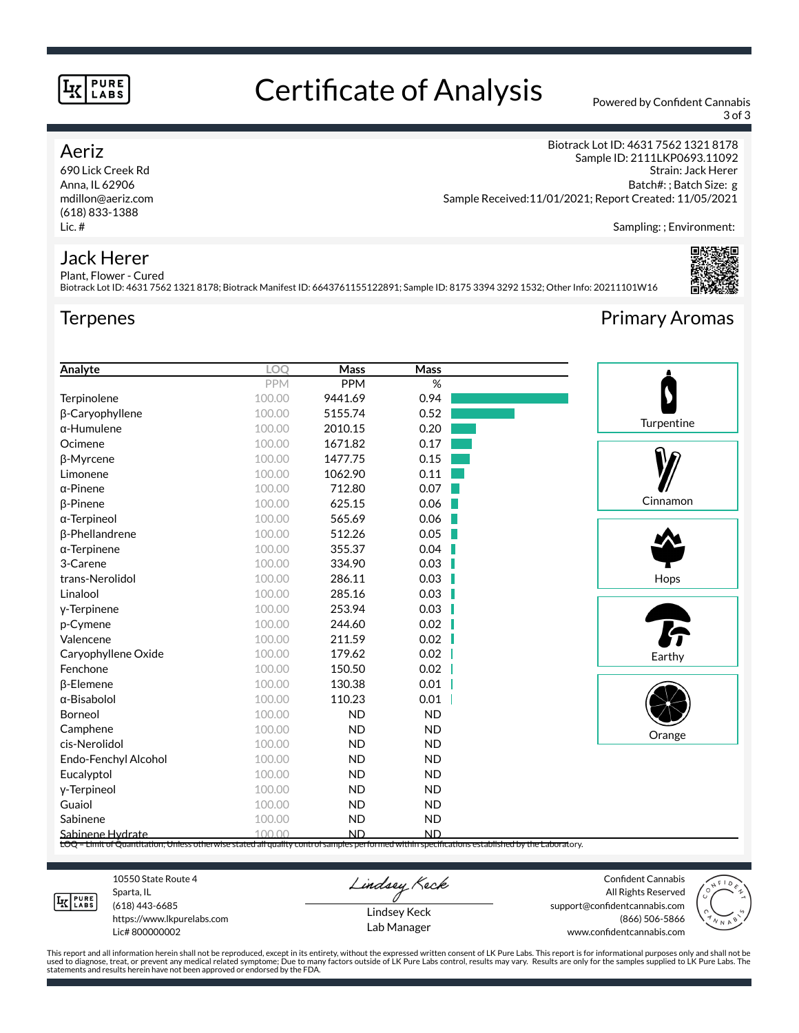# Certificate of Analysis

Powered by Confident Cannabis

## Aeriz

690 Lick Creek Rd
Anna, IL 62906
mdillon@aeriz.com
(618) 833-1388
Lic. #

Biotrack Lot ID: 4631 7562 1321 8178
Sample ID: 2111LKP0693.11092
Strain: Jack Herer
Batch#: ; Batch Size: g
Sample Received:11/01/2021; Report Created: 11/05/2021

Sampling: ; Environment:

## Jack Herer

Plant, Flower - Cured
Biotrack Lot ID: 4631 7562 1321 8178; Biotrack Manifest ID: 6643761155122891; Sample ID: 8175 3394 3292 1532; Other Info: 20211101W16

## Terpenes

| Analyte | LOQ | Mass | Mass |
|---|---|---|---|
| | PPM | PPM | % |
| Terpinolene | 100.00 | 9441.69 | 0.94 |
| β-Caryophyllene | 100.00 | 5155.74 | 0.52 |
| α-Humulene | 100.00 | 2010.15 | 0.20 |
| Ocimene | 100.00 | 1671.82 | 0.17 |
| β-Myrcene | 100.00 | 1477.75 | 0.15 |
| Limonene | 100.00 | 1062.90 | 0.11 |
| α-Pinene | 100.00 | 712.80 | 0.07 |
| β-Pinene | 100.00 | 625.15 | 0.06 |
| α-Terpineol | 100.00 | 565.69 | 0.06 |
| β-Phellandrene | 100.00 | 512.26 | 0.05 |
| α-Terpinene | 100.00 | 355.37 | 0.04 |
| 3-Carene | 100.00 | 334.90 | 0.03 |
| trans-Nerolidol | 100.00 | 286.11 | 0.03 |
| Linalool | 100.00 | 285.16 | 0.03 |
| γ-Terpinene | 100.00 | 253.94 | 0.03 |
| p-Cymene | 100.00 | 244.60 | 0.02 |
| Valencene | 100.00 | 211.59 | 0.02 |
| Caryophyllene Oxide | 100.00 | 179.62 | 0.02 |
| Fenchone | 100.00 | 150.50 | 0.02 |
| β-Elemene | 100.00 | 130.38 | 0.01 |
| α-Bisabolol | 100.00 | 110.23 | 0.01 |
| Borneol | 100.00 | ND | ND |
| Camphene | 100.00 | ND | ND |
| cis-Nerolidol | 100.00 | ND | ND |
| Endo-Fenchyl Alcohol | 100.00 | ND | ND |
| Eucalyptol | 100.00 | ND | ND |
| γ-Terpineol | 100.00 | ND | ND |
| Guaiol | 100.00 | ND | ND |
| Sabinene | 100.00 | ND | ND |
| Sabinene Hydrate | 100.00 | ND | ND |

LOQ = Limit of Quantitation; Unless otherwise stated all quality control samples performed within specifications established by the Laboratory.

## Primary Aromas

- Turpentine
- Cinnamon
- Hops
- Earthy
- Orange

10550 State Route 4
Sparta, IL
(618) 443-6685
https://www.lkpurelabs.com
Lic# 800000002

Lindsey Keck
Lab Manager

Confident Cannabis
All Rights Reserved
support@confidentcannabis.com
(866) 506-5866
www.confidentcannabis.com

This report and all information herein shall not be reproduced, except in its entirety, without the expressed written consent of LK Pure Labs. This report is for informational purposes only and shall not be used to diagnose, treat, or prevent any medical related symptome; Due to many factors outside of LK Pure Labs control, results may vary. Results are only for the samples supplied to LK Pure Labs. The statements and results herein have not been approved or endorsed by the FDA.